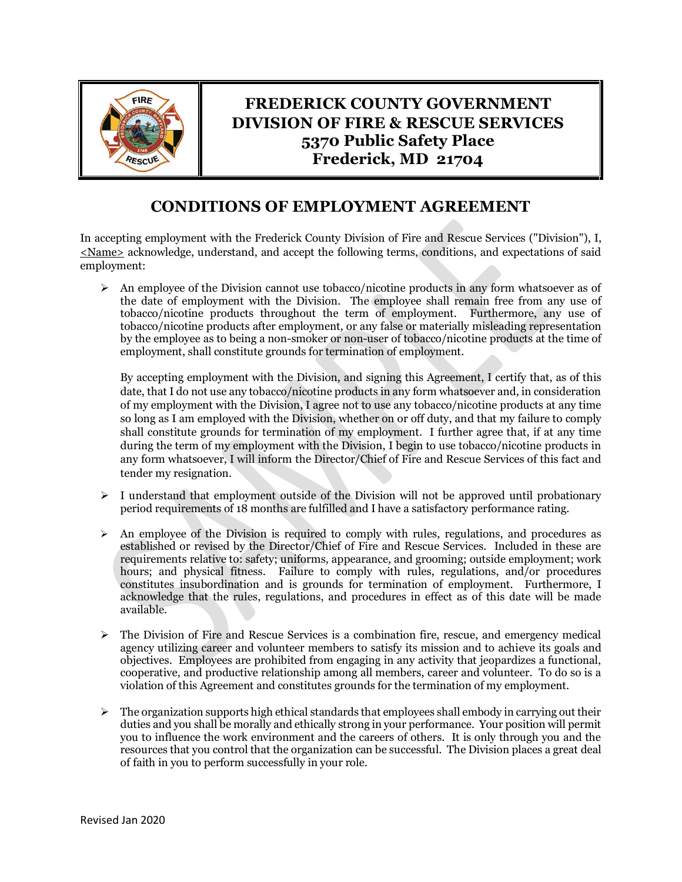**FREDERICK COUNTY GOVERNMENT**
**DIVISION OF FIRE & RESCUE SERVICES**
**5370 Public Safety Place**
**Frederick, MD 21704**

# CONDITIONS OF EMPLOYMENT AGREEMENT

In accepting employment with the Frederick County Division of Fire and Rescue Services ("Division"), I, <Name> acknowledge, understand, and accept the following terms, conditions, and expectations of said employment:

- An employee of the Division cannot use tobacco/nicotine products in any form whatsoever as of the date of employment with the Division. The employee shall remain free from any use of tobacco/nicotine products throughout the term of employment. Furthermore, any use of tobacco/nicotine products after employment, or any false or materially misleading representation by the employee as to being a non-smoker or non-user of tobacco/nicotine products at the time of employment, shall constitute grounds for termination of employment.

  By accepting employment with the Division, and signing this Agreement, I certify that, as of this date, that I do not use any tobacco/nicotine products in any form whatsoever and, in consideration of my employment with the Division, I agree not to use any tobacco/nicotine products at any time so long as I am employed with the Division, whether on or off duty, and that my failure to comply shall constitute grounds for termination of my employment. I further agree that, if at any time during the term of my employment with the Division, I begin to use tobacco/nicotine products in any form whatsoever, I will inform the Director/Chief of Fire and Rescue Services of this fact and tender my resignation.

- I understand that employment outside of the Division will not be approved until probationary period requirements of 18 months are fulfilled and I have a satisfactory performance rating.

- An employee of the Division is required to comply with rules, regulations, and procedures as established or revised by the Director/Chief of Fire and Rescue Services. Included in these are requirements relative to: safety; uniforms, appearance, and grooming; outside employment; work hours; and physical fitness. Failure to comply with rules, regulations, and/or procedures constitutes insubordination and is grounds for termination of employment. Furthermore, I acknowledge that the rules, regulations, and procedures in effect as of this date will be made available.

- The Division of Fire and Rescue Services is a combination fire, rescue, and emergency medical agency utilizing career and volunteer members to satisfy its mission and to achieve its goals and objectives. Employees are prohibited from engaging in any activity that jeopardizes a functional, cooperative, and productive relationship among all members, career and volunteer. To do so is a violation of this Agreement and constitutes grounds for the termination of my employment.

- The organization supports high ethical standards that employees shall embody in carrying out their duties and you shall be morally and ethically strong in your performance. Your position will permit you to influence the work environment and the careers of others. It is only through you and the resources that you control that the organization can be successful. The Division places a great deal of faith in you to perform successfully in your role.

Revised Jan 2020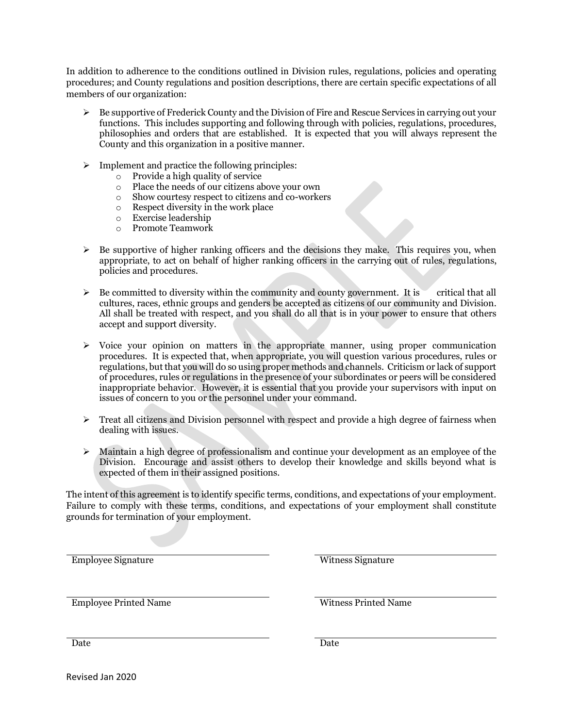In addition to adherence to the conditions outlined in Division rules, regulations, policies and operating procedures; and County regulations and position descriptions, there are certain specific expectations of all members of our organization:

- Be supportive of Frederick County and the Division of Fire and Rescue Services in carrying out your functions. This includes supporting and following through with policies, regulations, procedures, philosophies and orders that are established. It is expected that you will always represent the County and this organization in a positive manner.

- Implement and practice the following principles:
  - Provide a high quality of service
  - Place the needs of our citizens above your own
  - Show courtesy respect to citizens and co-workers
  - Respect diversity in the work place
  - Exercise leadership
  - Promote Teamwork

- Be supportive of higher ranking officers and the decisions they make. This requires you, when appropriate, to act on behalf of higher ranking officers in the carrying out of rules, regulations, policies and procedures.

- Be committed to diversity within the community and county government. It is critical that all cultures, races, ethnic groups and genders be accepted as citizens of our community and Division. All shall be treated with respect, and you shall do all that is in your power to ensure that others accept and support diversity.

- Voice your opinion on matters in the appropriate manner, using proper communication procedures. It is expected that, when appropriate, you will question various procedures, rules or regulations, but that you will do so using proper methods and channels. Criticism or lack of support of procedures, rules or regulations in the presence of your subordinates or peers will be considered inappropriate behavior. However, it is essential that you provide your supervisors with input on issues of concern to you or the personnel under your command.

- Treat all citizens and Division personnel with respect and provide a high degree of fairness when dealing with issues.

- Maintain a high degree of professionalism and continue your development as an employee of the Division. Encourage and assist others to develop their knowledge and skills beyond what is expected of them in their assigned positions.

The intent of this agreement is to identify specific terms, conditions, and expectations of your employment. Failure to comply with these terms, conditions, and expectations of your employment shall constitute grounds for termination of your employment.

Employee Signature

Witness Signature

Employee Printed Name

Witness Printed Name

Date

Date

Revised Jan 2020